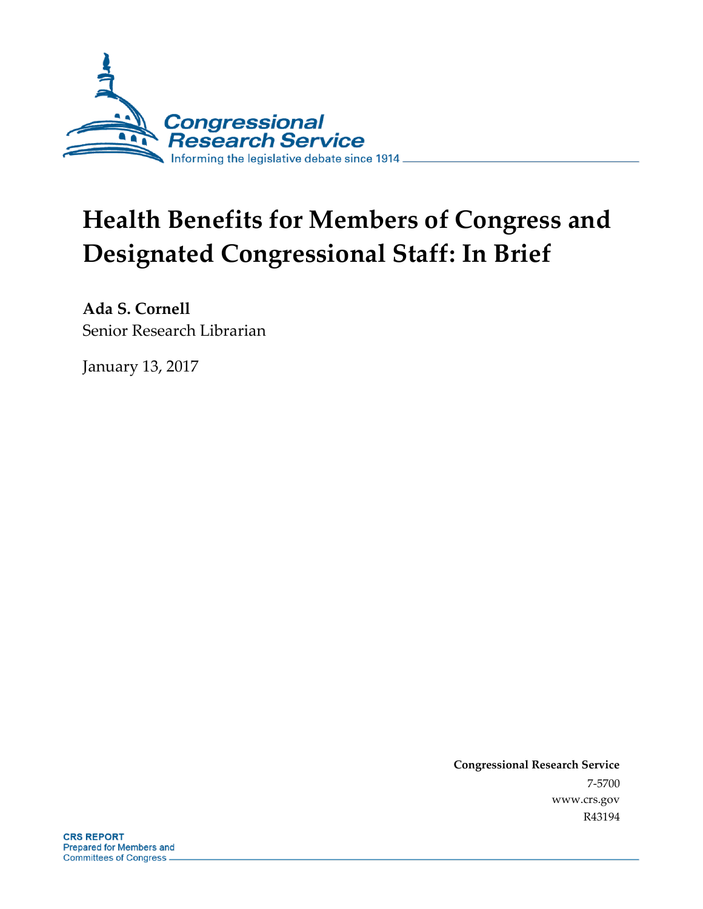# Health Benefits for Members of Congress and Designated Congressional Staff: In Brief

**Ada S. Cornell**
Senior Research Librarian

January 13, 2017

**Congressional Research Service**
7-5700
www.crs.gov
R43194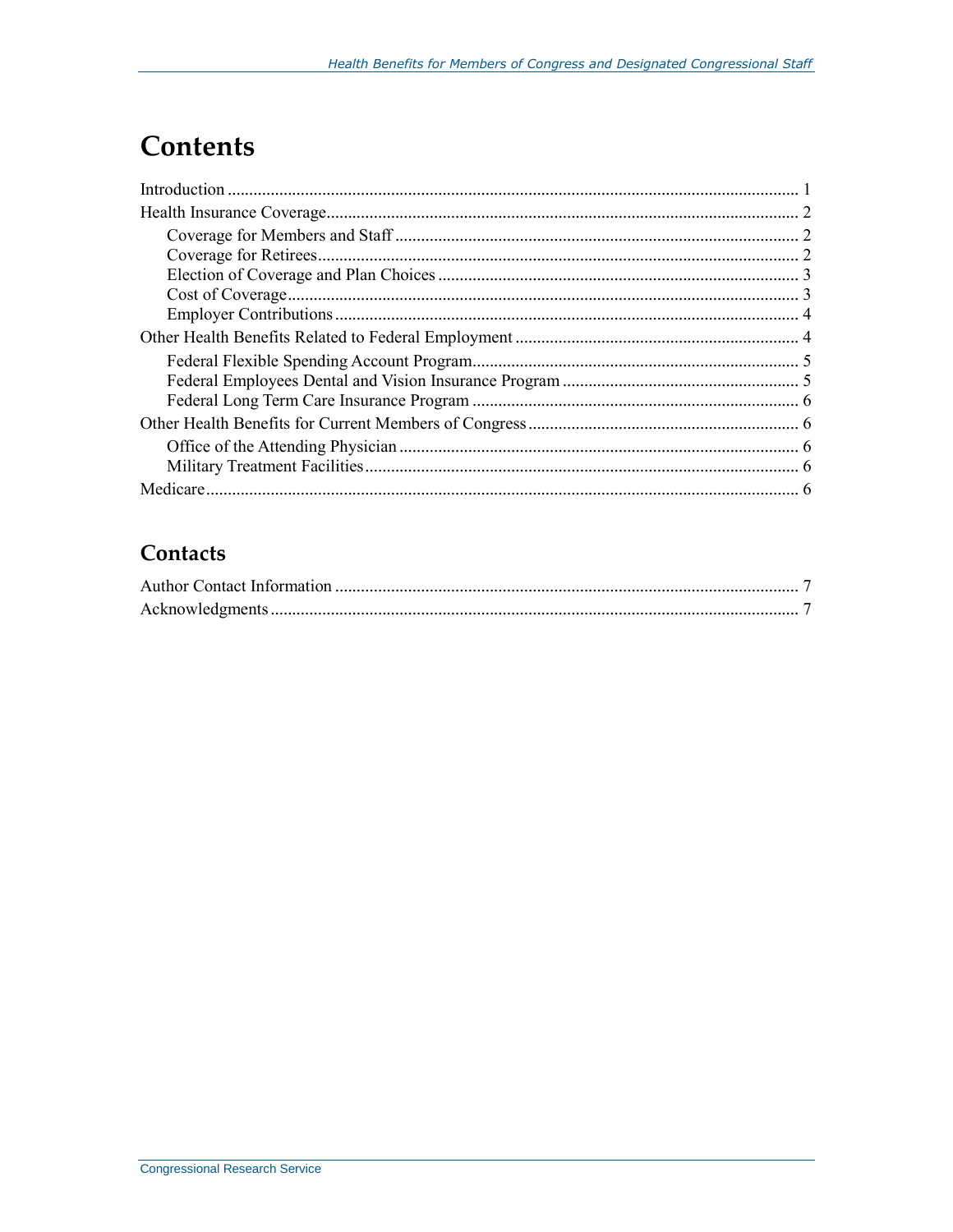# Contents

Introduction ..................................................................................................................... 1
Health Insurance Coverage............................................................................................. 2
    Coverage for Members and Staff ............................................................................. 2
    Coverage for Retirees............................................................................................... 2
    Election of Coverage and Plan Choices ................................................................... 3
    Cost of Coverage...................................................................................................... 3
    Employer Contributions ........................................................................................... 4
Other Health Benefits Related to Federal Employment .................................................. 4
    Federal Flexible Spending Account Program............................................................ 5
    Federal Employees Dental and Vision Insurance Program ....................................... 5
    Federal Long Term Care Insurance Program ........................................................... 6
Other Health Benefits for Current Members of Congress ............................................... 6
    Office of the Attending Physician ............................................................................ 6
    Military Treatment Facilities..................................................................................... 6
Medicare......................................................................................................................... 6

## Contacts

Author Contact Information ........................................................................................... 7
Acknowledgments.......................................................................................................... 7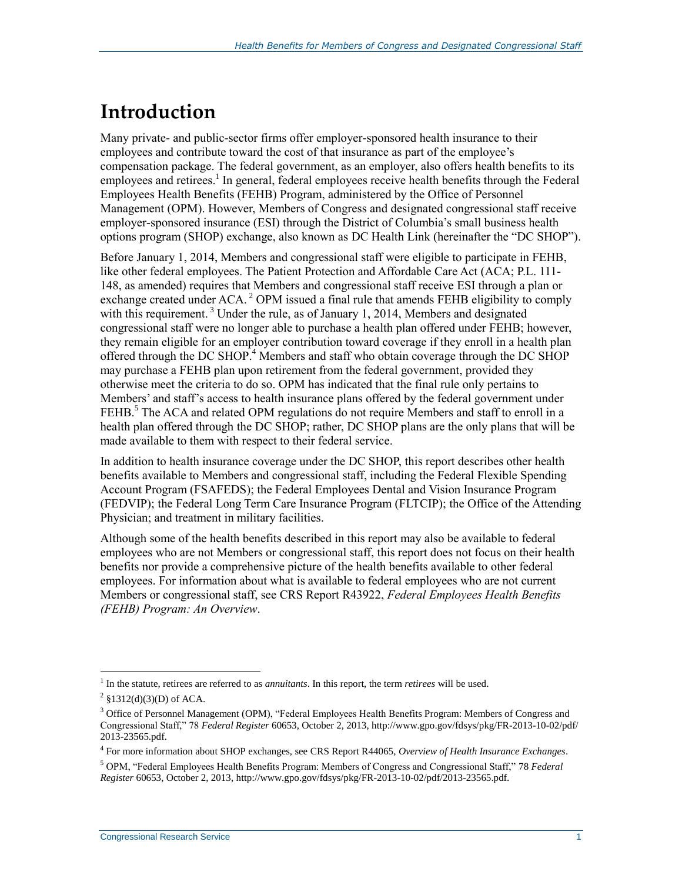# Introduction

Many private- and public-sector firms offer employer-sponsored health insurance to their employees and contribute toward the cost of that insurance as part of the employee's compensation package. The federal government, as an employer, also offers health benefits to its employees and retirees.[1] In general, federal employees receive health benefits through the Federal Employees Health Benefits (FEHB) Program, administered by the Office of Personnel Management (OPM). However, Members of Congress and designated congressional staff receive employer-sponsored insurance (ESI) through the District of Columbia's small business health options program (SHOP) exchange, also known as DC Health Link (hereinafter the "DC SHOP").

Before January 1, 2014, Members and congressional staff were eligible to participate in FEHB, like other federal employees. The Patient Protection and Affordable Care Act (ACA; P.L. 111-148, as amended) requires that Members and congressional staff receive ESI through a plan or exchange created under ACA.[2] OPM issued a final rule that amends FEHB eligibility to comply with this requirement.[3] Under the rule, as of January 1, 2014, Members and designated congressional staff were no longer able to purchase a health plan offered under FEHB; however, they remain eligible for an employer contribution toward coverage if they enroll in a health plan offered through the DC SHOP.[4] Members and staff who obtain coverage through the DC SHOP may purchase a FEHB plan upon retirement from the federal government, provided they otherwise meet the criteria to do so. OPM has indicated that the final rule only pertains to Members' and staff's access to health insurance plans offered by the federal government under FEHB.[5] The ACA and related OPM regulations do not require Members and staff to enroll in a health plan offered through the DC SHOP; rather, DC SHOP plans are the only plans that will be made available to them with respect to their federal service.

In addition to health insurance coverage under the DC SHOP, this report describes other health benefits available to Members and congressional staff, including the Federal Flexible Spending Account Program (FSAFEDS); the Federal Employees Dental and Vision Insurance Program (FEDVIP); the Federal Long Term Care Insurance Program (FLTCIP); the Office of the Attending Physician; and treatment in military facilities.

Although some of the health benefits described in this report may also be available to federal employees who are not Members or congressional staff, this report does not focus on their health benefits nor provide a comprehensive picture of the health benefits available to other federal employees. For information about what is available to federal employees who are not current Members or congressional staff, see CRS Report R43922, *Federal Employees Health Benefits (FEHB) Program: An Overview*.

---

[1] In the statute, retirees are referred to as *annuitants*. In this report, the term *retirees* will be used.

[2] §1312(d)(3)(D) of ACA.

[3] Office of Personnel Management (OPM), "Federal Employees Health Benefits Program: Members of Congress and Congressional Staff," 78 *Federal Register* 60653, October 2, 2013, http://www.gpo.gov/fdsys/pkg/FR-2013-10-02/pdf/2013-23565.pdf.

[4] For more information about SHOP exchanges, see CRS Report R44065, *Overview of Health Insurance Exchanges*.

[5] OPM, "Federal Employees Health Benefits Program: Members of Congress and Congressional Staff," 78 *Federal Register* 60653, October 2, 2013, http://www.gpo.gov/fdsys/pkg/FR-2013-10-02/pdf/2013-23565.pdf.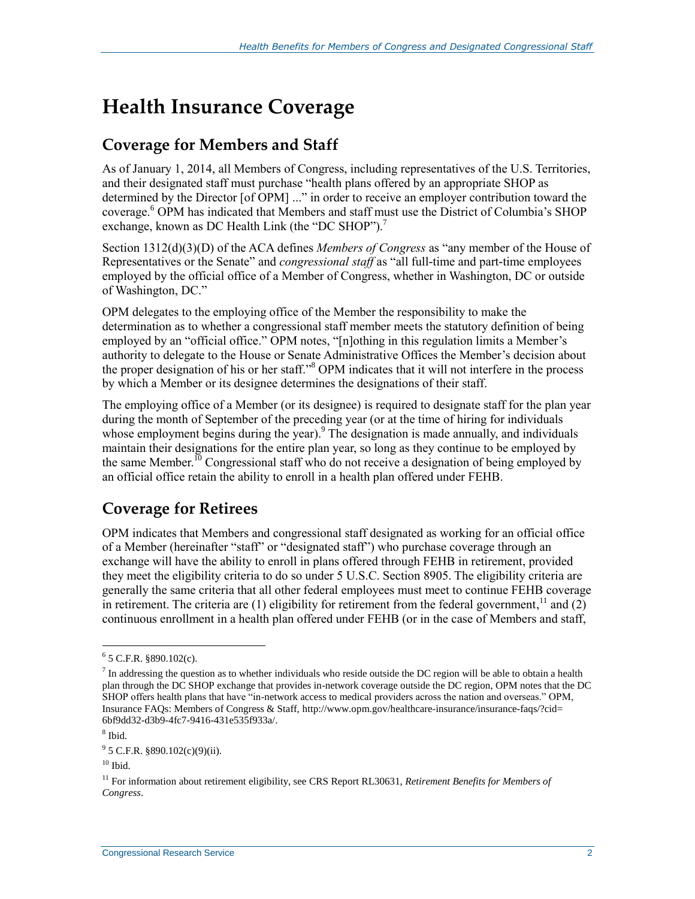# Health Insurance Coverage

## Coverage for Members and Staff

As of January 1, 2014, all Members of Congress, including representatives of the U.S. Territories, and their designated staff must purchase "health plans offered by an appropriate SHOP as determined by the Director [of OPM] ..." in order to receive an employer contribution toward the coverage.[6] OPM has indicated that Members and staff must use the District of Columbia's SHOP exchange, known as DC Health Link (the "DC SHOP").[7]

Section 1312(d)(3)(D) of the ACA defines *Members of Congress* as "any member of the House of Representatives or the Senate" and *congressional staff* as "all full-time and part-time employees employed by the official office of a Member of Congress, whether in Washington, DC or outside of Washington, DC."

OPM delegates to the employing office of the Member the responsibility to make the determination as to whether a congressional staff member meets the statutory definition of being employed by an "official office." OPM notes, "[n]othing in this regulation limits a Member's authority to delegate to the House or Senate Administrative Offices the Member's decision about the proper designation of his or her staff."[8] OPM indicates that it will not interfere in the process by which a Member or its designee determines the designations of their staff.

The employing office of a Member (or its designee) is required to designate staff for the plan year during the month of September of the preceding year (or at the time of hiring for individuals whose employment begins during the year).[9] The designation is made annually, and individuals maintain their designations for the entire plan year, so long as they continue to be employed by the same Member.[10] Congressional staff who do not receive a designation of being employed by an official office retain the ability to enroll in a health plan offered under FEHB.

## Coverage for Retirees

OPM indicates that Members and congressional staff designated as working for an official office of a Member (hereinafter "staff" or "designated staff") who purchase coverage through an exchange will have the ability to enroll in plans offered through FEHB in retirement, provided they meet the eligibility criteria to do so under 5 U.S.C. Section 8905. The eligibility criteria are generally the same criteria that all other federal employees must meet to continue FEHB coverage in retirement. The criteria are (1) eligibility for retirement from the federal government,[11] and (2) continuous enrollment in a health plan offered under FEHB (or in the case of Members and staff,

---

[6] 5 C.F.R. §890.102(c).

[7] In addressing the question as to whether individuals who reside outside the DC region will be able to obtain a health plan through the DC SHOP exchange that provides in-network coverage outside the DC region, OPM notes that the DC SHOP offers health plans that have "in-network access to medical providers across the nation and overseas." OPM, Insurance FAQs: Members of Congress & Staff, http://www.opm.gov/healthcare-insurance/insurance-faqs/?cid=6bf9dd32-d3b9-4fc7-9416-431e535f933a/.

[8] Ibid.

[9] 5 C.F.R. §890.102(c)(9)(ii).

[10] Ibid.

[11] For information about retirement eligibility, see CRS Report RL30631, *Retirement Benefits for Members of Congress*.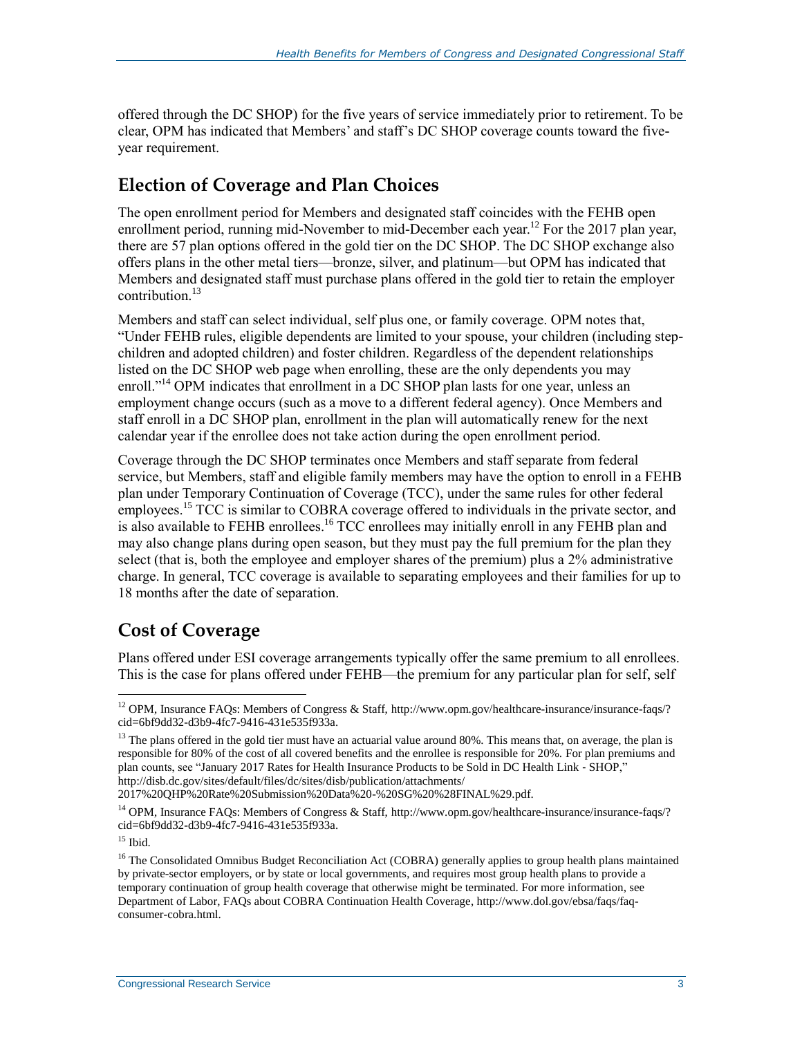offered through the DC SHOP) for the five years of service immediately prior to retirement. To be clear, OPM has indicated that Members' and staff's DC SHOP coverage counts toward the five-year requirement.

## Election of Coverage and Plan Choices

The open enrollment period for Members and designated staff coincides with the FEHB open enrollment period, running mid-November to mid-December each year.[12] For the 2017 plan year, there are 57 plan options offered in the gold tier on the DC SHOP. The DC SHOP exchange also offers plans in the other metal tiers—bronze, silver, and platinum—but OPM has indicated that Members and designated staff must purchase plans offered in the gold tier to retain the employer contribution.[13]

Members and staff can select individual, self plus one, or family coverage. OPM notes that, "Under FEHB rules, eligible dependents are limited to your spouse, your children (including step-children and adopted children) and foster children. Regardless of the dependent relationships listed on the DC SHOP web page when enrolling, these are the only dependents you may enroll."[14] OPM indicates that enrollment in a DC SHOP plan lasts for one year, unless an employment change occurs (such as a move to a different federal agency). Once Members and staff enroll in a DC SHOP plan, enrollment in the plan will automatically renew for the next calendar year if the enrollee does not take action during the open enrollment period.

Coverage through the DC SHOP terminates once Members and staff separate from federal service, but Members, staff and eligible family members may have the option to enroll in a FEHB plan under Temporary Continuation of Coverage (TCC), under the same rules for other federal employees.[15] TCC is similar to COBRA coverage offered to individuals in the private sector, and is also available to FEHB enrollees.[16] TCC enrollees may initially enroll in any FEHB plan and may also change plans during open season, but they must pay the full premium for the plan they select (that is, both the employee and employer shares of the premium) plus a 2% administrative charge. In general, TCC coverage is available to separating employees and their families for up to 18 months after the date of separation.

## Cost of Coverage

Plans offered under ESI coverage arrangements typically offer the same premium to all enrollees. This is the case for plans offered under FEHB—the premium for any particular plan for self, self

---

[12] OPM, Insurance FAQs: Members of Congress & Staff, http://www.opm.gov/healthcare-insurance/insurance-faqs/?cid=6bf9dd32-d3b9-4fc7-9416-431e535f933a.

[13] The plans offered in the gold tier must have an actuarial value around 80%. This means that, on average, the plan is responsible for 80% of the cost of all covered benefits and the enrollee is responsible for 20%. For plan premiums and plan counts, see "January 2017 Rates for Health Insurance Products to be Sold in DC Health Link - SHOP," http://disb.dc.gov/sites/default/files/dc/sites/disb/publication/attachments/2017%20QHP%20Rate%20Submission%20Data%20-%20SG%20%28FINAL%29.pdf.

[14] OPM, Insurance FAQs: Members of Congress & Staff, http://www.opm.gov/healthcare-insurance/insurance-faqs/?cid=6bf9dd32-d3b9-4fc7-9416-431e535f933a.

[15] Ibid.

[16] The Consolidated Omnibus Budget Reconciliation Act (COBRA) generally applies to group health plans maintained by private-sector employers, or by state or local governments, and requires most group health plans to provide a temporary continuation of group health coverage that otherwise might be terminated. For more information, see Department of Labor, FAQs about COBRA Continuation Health Coverage, http://www.dol.gov/ebsa/faqs/faq-consumer-cobra.html.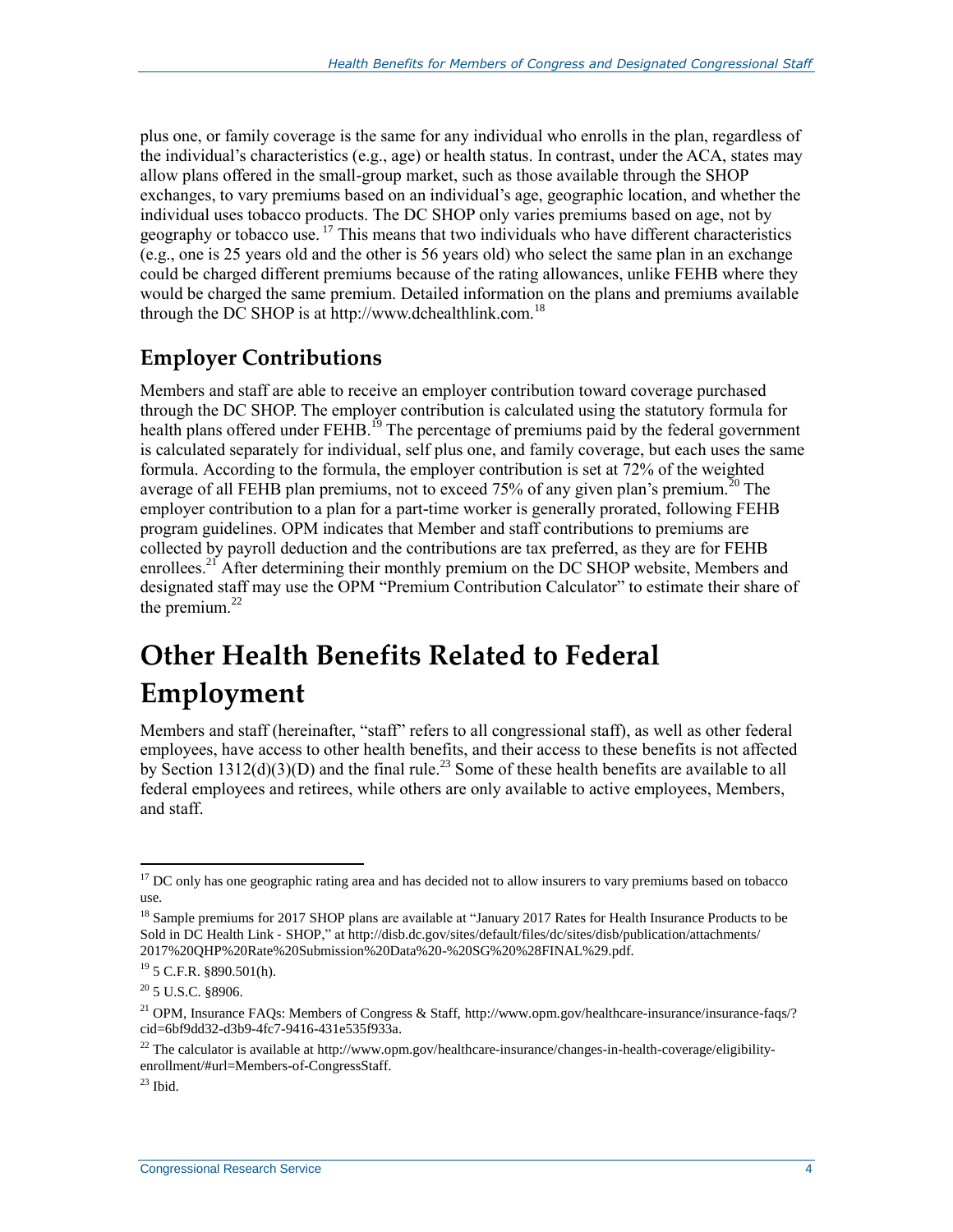plus one, or family coverage is the same for any individual who enrolls in the plan, regardless of the individual's characteristics (e.g., age) or health status. In contrast, under the ACA, states may allow plans offered in the small-group market, such as those available through the SHOP exchanges, to vary premiums based on an individual's age, geographic location, and whether the individual uses tobacco products. The DC SHOP only varies premiums based on age, not by geography or tobacco use.[17] This means that two individuals who have different characteristics (e.g., one is 25 years old and the other is 56 years old) who select the same plan in an exchange could be charged different premiums because of the rating allowances, unlike FEHB where they would be charged the same premium. Detailed information on the plans and premiums available through the DC SHOP is at http://www.dchealthlink.com.[18]

## Employer Contributions

Members and staff are able to receive an employer contribution toward coverage purchased through the DC SHOP. The employer contribution is calculated using the statutory formula for health plans offered under FEHB.[19] The percentage of premiums paid by the federal government is calculated separately for individual, self plus one, and family coverage, but each uses the same formula. According to the formula, the employer contribution is set at 72% of the weighted average of all FEHB plan premiums, not to exceed 75% of any given plan's premium.[20] The employer contribution to a plan for a part-time worker is generally prorated, following FEHB program guidelines. OPM indicates that Member and staff contributions to premiums are collected by payroll deduction and the contributions are tax preferred, as they are for FEHB enrollees.[21] After determining their monthly premium on the DC SHOP website, Members and designated staff may use the OPM "Premium Contribution Calculator" to estimate their share of the premium.[22]

# Other Health Benefits Related to Federal Employment

Members and staff (hereinafter, "staff" refers to all congressional staff), as well as other federal employees, have access to other health benefits, and their access to these benefits is not affected by Section 1312(d)(3)(D) and the final rule.[23] Some of these health benefits are available to all federal employees and retirees, while others are only available to active employees, Members, and staff.

---

[17] DC only has one geographic rating area and has decided not to allow insurers to vary premiums based on tobacco use.

[18] Sample premiums for 2017 SHOP plans are available at "January 2017 Rates for Health Insurance Products to be Sold in DC Health Link - SHOP," at http://disb.dc.gov/sites/default/files/dc/sites/disb/publication/attachments/2017%20QHP%20Rate%20Submission%20Data%20-%20SG%20%28FINAL%29.pdf.

[19] 5 C.F.R. §890.501(h).

[20] 5 U.S.C. §8906.

[21] OPM, Insurance FAQs: Members of Congress & Staff, http://www.opm.gov/healthcare-insurance/insurance-faqs/?cid=6bf9dd32-d3b9-4fc7-9416-431e535f933a.

[22] The calculator is available at http://www.opm.gov/healthcare-insurance/changes-in-health-coverage/eligibility-enrollment/#url=Members-of-CongressStaff.

[23] Ibid.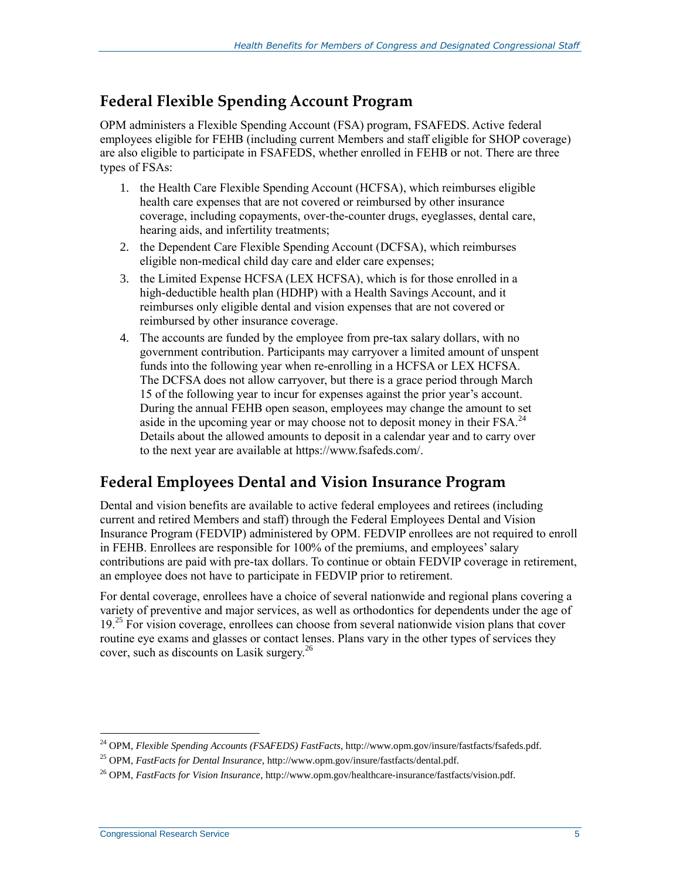## Federal Flexible Spending Account Program

OPM administers a Flexible Spending Account (FSA) program, FSAFEDS. Active federal employees eligible for FEHB (including current Members and staff eligible for SHOP coverage) are also eligible to participate in FSAFEDS, whether enrolled in FEHB or not. There are three types of FSAs:

1. the Health Care Flexible Spending Account (HCFSA), which reimburses eligible health care expenses that are not covered or reimbursed by other insurance coverage, including copayments, over-the-counter drugs, eyeglasses, dental care, hearing aids, and infertility treatments;
2. the Dependent Care Flexible Spending Account (DCFSA), which reimburses eligible non-medical child day care and elder care expenses;
3. the Limited Expense HCFSA (LEX HCFSA), which is for those enrolled in a high-deductible health plan (HDHP) with a Health Savings Account, and it reimburses only eligible dental and vision expenses that are not covered or reimbursed by other insurance coverage.
4. The accounts are funded by the employee from pre-tax salary dollars, with no government contribution. Participants may carryover a limited amount of unspent funds into the following year when re-enrolling in a HCFSA or LEX HCFSA. The DCFSA does not allow carryover, but there is a grace period through March 15 of the following year to incur for expenses against the prior year's account. During the annual FEHB open season, employees may change the amount to set aside in the upcoming year or may choose not to deposit money in their FSA.[24] Details about the allowed amounts to deposit in a calendar year and to carry over to the next year are available at https://www.fsafeds.com/.

## Federal Employees Dental and Vision Insurance Program

Dental and vision benefits are available to active federal employees and retirees (including current and retired Members and staff) through the Federal Employees Dental and Vision Insurance Program (FEDVIP) administered by OPM. FEDVIP enrollees are not required to enroll in FEHB. Enrollees are responsible for 100% of the premiums, and employees' salary contributions are paid with pre-tax dollars. To continue or obtain FEDVIP coverage in retirement, an employee does not have to participate in FEDVIP prior to retirement.

For dental coverage, enrollees have a choice of several nationwide and regional plans covering a variety of preventive and major services, as well as orthodontics for dependents under the age of 19.[25] For vision coverage, enrollees can choose from several nationwide vision plans that cover routine eye exams and glasses or contact lenses. Plans vary in the other types of services they cover, such as discounts on Lasik surgery.[26]

---

[24] OPM, *Flexible Spending Accounts (FSAFEDS) FastFacts*, http://www.opm.gov/insure/fastfacts/fsafeds.pdf.

[25] OPM, *FastFacts for Dental Insurance*, http://www.opm.gov/insure/fastfacts/dental.pdf.

[26] OPM, *FastFacts for Vision Insurance*, http://www.opm.gov/healthcare-insurance/fastfacts/vision.pdf.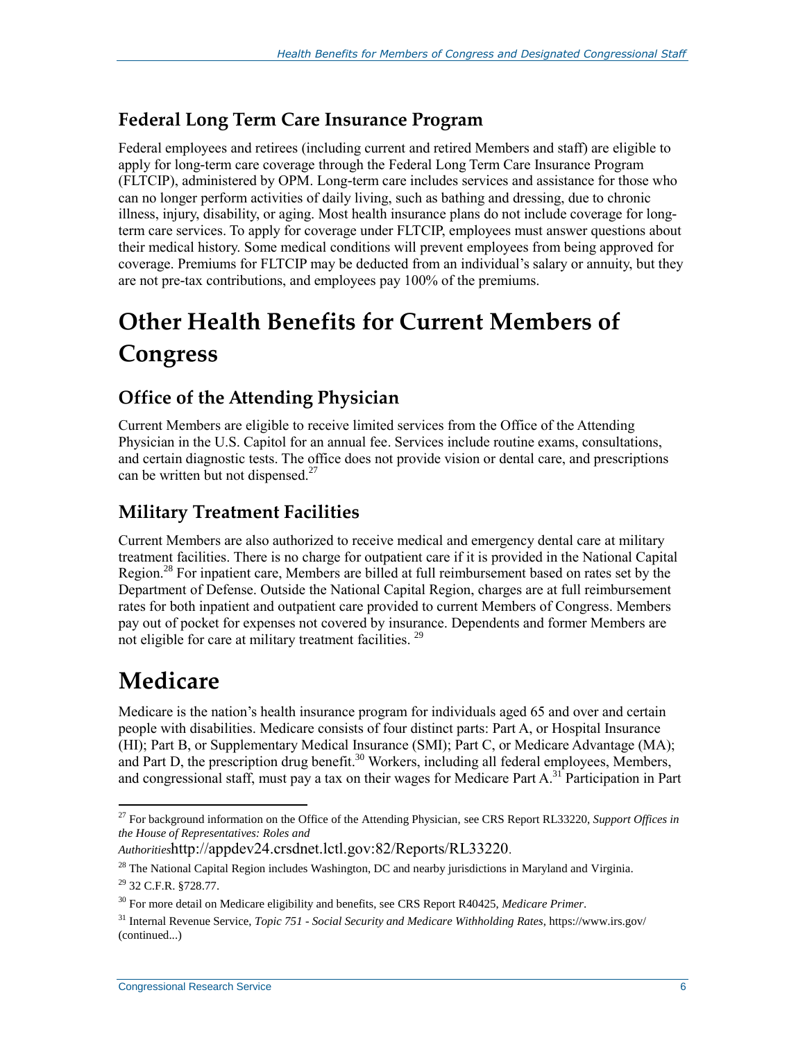### Federal Long Term Care Insurance Program

Federal employees and retirees (including current and retired Members and staff) are eligible to apply for long-term care coverage through the Federal Long Term Care Insurance Program (FLTCIP), administered by OPM. Long-term care includes services and assistance for those who can no longer perform activities of daily living, such as bathing and dressing, due to chronic illness, injury, disability, or aging. Most health insurance plans do not include coverage for long-term care services. To apply for coverage under FLTCIP, employees must answer questions about their medical history. Some medical conditions will prevent employees from being approved for coverage. Premiums for FLTCIP may be deducted from an individual's salary or annuity, but they are not pre-tax contributions, and employees pay 100% of the premiums.

## Other Health Benefits for Current Members of Congress

### Office of the Attending Physician

Current Members are eligible to receive limited services from the Office of the Attending Physician in the U.S. Capitol for an annual fee. Services include routine exams, consultations, and certain diagnostic tests. The office does not provide vision or dental care, and prescriptions can be written but not dispensed.[27]

### Military Treatment Facilities

Current Members are also authorized to receive medical and emergency dental care at military treatment facilities. There is no charge for outpatient care if it is provided in the National Capital Region.[28] For inpatient care, Members are billed at full reimbursement based on rates set by the Department of Defense. Outside the National Capital Region, charges are at full reimbursement rates for both inpatient and outpatient care provided to current Members of Congress. Members pay out of pocket for expenses not covered by insurance. Dependents and former Members are not eligible for care at military treatment facilities. [29]

## Medicare

Medicare is the nation's health insurance program for individuals aged 65 and over and certain people with disabilities. Medicare consists of four distinct parts: Part A, or Hospital Insurance (HI); Part B, or Supplementary Medical Insurance (SMI); Part C, or Medicare Advantage (MA); and Part D, the prescription drug benefit.[30] Workers, including all federal employees, Members, and congressional staff, must pay a tax on their wages for Medicare Part A.[31] Participation in Part

---

[27] For background information on the Office of the Attending Physician, see CRS Report RL33220, *Support Offices in the House of Representatives: Roles and Authorities*http://appdev24.crsdnet.lctl.gov:82/Reports/RL33220.

[28] The National Capital Region includes Washington, DC and nearby jurisdictions in Maryland and Virginia.

[29] 32 C.F.R. §728.77.

[30] For more detail on Medicare eligibility and benefits, see CRS Report R40425, *Medicare Primer*.

[31] Internal Revenue Service, *Topic 751 - Social Security and Medicare Withholding Rates*, https://www.irs.gov/ (continued...)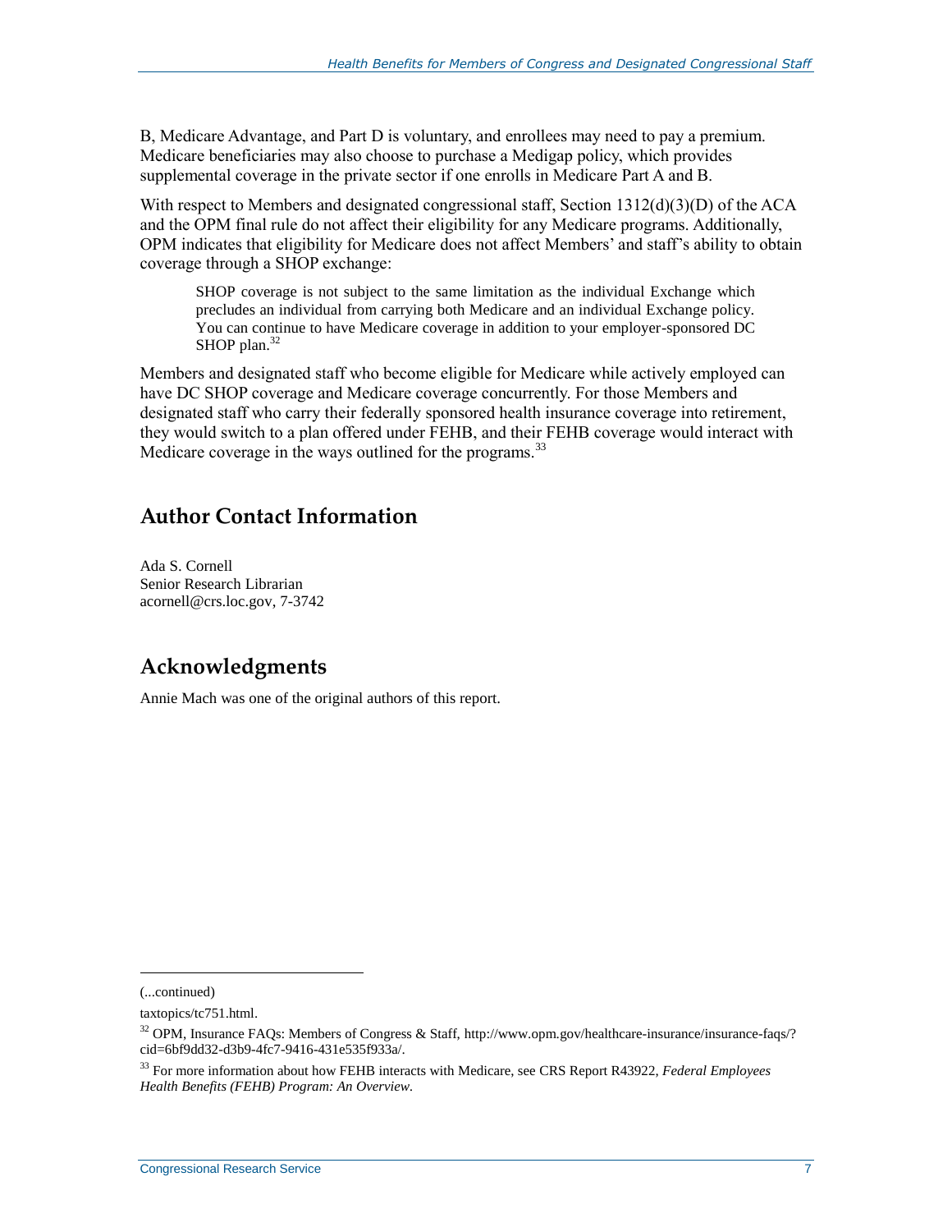B, Medicare Advantage, and Part D is voluntary, and enrollees may need to pay a premium. Medicare beneficiaries may also choose to purchase a Medigap policy, which provides supplemental coverage in the private sector if one enrolls in Medicare Part A and B.

With respect to Members and designated congressional staff, Section 1312(d)(3)(D) of the ACA and the OPM final rule do not affect their eligibility for any Medicare programs. Additionally, OPM indicates that eligibility for Medicare does not affect Members' and staff's ability to obtain coverage through a SHOP exchange:

> SHOP coverage is not subject to the same limitation as the individual Exchange which precludes an individual from carrying both Medicare and an individual Exchange policy. You can continue to have Medicare coverage in addition to your employer-sponsored DC SHOP plan.[32]

Members and designated staff who become eligible for Medicare while actively employed can have DC SHOP coverage and Medicare coverage concurrently. For those Members and designated staff who carry their federally sponsored health insurance coverage into retirement, they would switch to a plan offered under FEHB, and their FEHB coverage would interact with Medicare coverage in the ways outlined for the programs.[33]

## Author Contact Information

Ada S. Cornell
Senior Research Librarian
acornell@crs.loc.gov, 7-3742

## Acknowledgments

Annie Mach was one of the original authors of this report.

---

(...continued)

taxtopics/tc751.html.

[32] OPM, Insurance FAQs: Members of Congress & Staff, http://www.opm.gov/healthcare-insurance/insurance-faqs/?cid=6bf9dd32-d3b9-4fc7-9416-431e535f933a/.

[33] For more information about how FEHB interacts with Medicare, see CRS Report R43922, *Federal Employees Health Benefits (FEHB) Program: An Overview*.